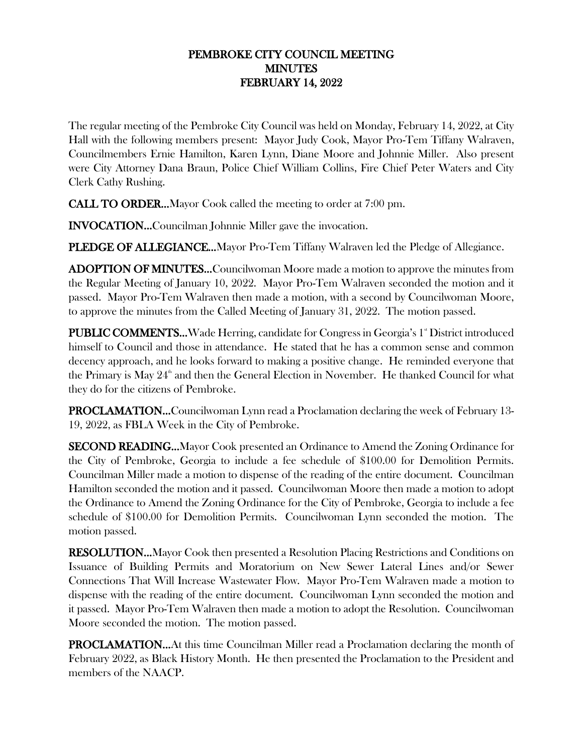# PEMBROKE CITY COUNCIL MEETING
# MINUTES
# FEBRUARY 14, 2022

The regular meeting of the Pembroke City Council was held on Monday, February 14, 2022, at City Hall with the following members present: Mayor Judy Cook, Mayor Pro-Tem Tiffany Walraven, Councilmembers Ernie Hamilton, Karen Lynn, Diane Moore and Johnnie Miller. Also present were City Attorney Dana Braun, Police Chief William Collins, Fire Chief Peter Waters and City Clerk Cathy Rushing.

**CALL TO ORDER…**Mayor Cook called the meeting to order at 7:00 pm.

**INVOCATION…**Councilman Johnnie Miller gave the invocation.

**PLEDGE OF ALLEGIANCE…**Mayor Pro-Tem Tiffany Walraven led the Pledge of Allegiance.

**ADOPTION OF MINUTES…**Councilwoman Moore made a motion to approve the minutes from the Regular Meeting of January 10, 2022. Mayor Pro-Tem Walraven seconded the motion and it passed. Mayor Pro-Tem Walraven then made a motion, with a second by Councilwoman Moore, to approve the minutes from the Called Meeting of January 31, 2022. The motion passed.

**PUBLIC COMMENTS…**Wade Herring, candidate for Congress in Georgia's 1st District introduced himself to Council and those in attendance. He stated that he has a common sense and common decency approach, and he looks forward to making a positive change. He reminded everyone that the Primary is May 24th and then the General Election in November. He thanked Council for what they do for the citizens of Pembroke.

**PROCLAMATION…**Councilwoman Lynn read a Proclamation declaring the week of February 13-19, 2022, as FBLA Week in the City of Pembroke.

**SECOND READING…**Mayor Cook presented an Ordinance to Amend the Zoning Ordinance for the City of Pembroke, Georgia to include a fee schedule of $100.00 for Demolition Permits. Councilman Miller made a motion to dispense of the reading of the entire document. Councilman Hamilton seconded the motion and it passed. Councilwoman Moore then made a motion to adopt the Ordinance to Amend the Zoning Ordinance for the City of Pembroke, Georgia to include a fee schedule of $100.00 for Demolition Permits. Councilwoman Lynn seconded the motion. The motion passed.

**RESOLUTION…**Mayor Cook then presented a Resolution Placing Restrictions and Conditions on Issuance of Building Permits and Moratorium on New Sewer Lateral Lines and/or Sewer Connections That Will Increase Wastewater Flow. Mayor Pro-Tem Walraven made a motion to dispense with the reading of the entire document. Councilwoman Lynn seconded the motion and it passed. Mayor Pro-Tem Walraven then made a motion to adopt the Resolution. Councilwoman Moore seconded the motion. The motion passed.

**PROCLAMATION…**At this time Councilman Miller read a Proclamation declaring the month of February 2022, as Black History Month. He then presented the Proclamation to the President and members of the NAACP.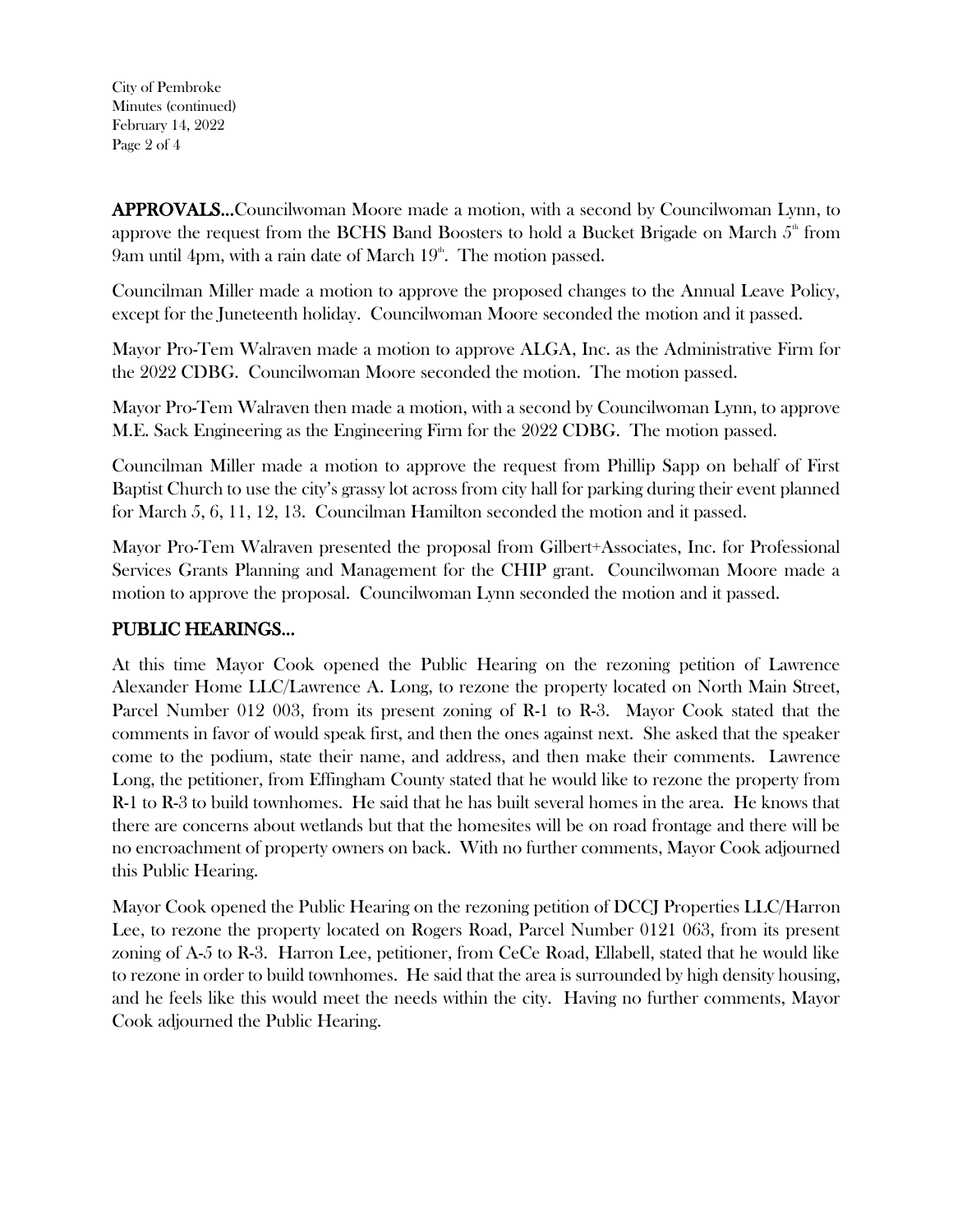**APPROVALS…**Councilwoman Moore made a motion, with a second by Councilwoman Lynn, to approve the request from the BCHS Band Boosters to hold a Bucket Brigade on March 5th from 9am until 4pm, with a rain date of March 19th. The motion passed.

Councilman Miller made a motion to approve the proposed changes to the Annual Leave Policy, except for the Juneteenth holiday. Councilwoman Moore seconded the motion and it passed.

Mayor Pro-Tem Walraven made a motion to approve ALGA, Inc. as the Administrative Firm for the 2022 CDBG. Councilwoman Moore seconded the motion. The motion passed.

Mayor Pro-Tem Walraven then made a motion, with a second by Councilwoman Lynn, to approve M.E. Sack Engineering as the Engineering Firm for the 2022 CDBG. The motion passed.

Councilman Miller made a motion to approve the request from Phillip Sapp on behalf of First Baptist Church to use the city's grassy lot across from city hall for parking during their event planned for March 5, 6, 11, 12, 13. Councilman Hamilton seconded the motion and it passed.

Mayor Pro-Tem Walraven presented the proposal from Gilbert+Associates, Inc. for Professional Services Grants Planning and Management for the CHIP grant. Councilwoman Moore made a motion to approve the proposal. Councilwoman Lynn seconded the motion and it passed.

## PUBLIC HEARINGS…

At this time Mayor Cook opened the Public Hearing on the rezoning petition of Lawrence Alexander Home LLC/Lawrence A. Long, to rezone the property located on North Main Street, Parcel Number 012 003, from its present zoning of R-1 to R-3. Mayor Cook stated that the comments in favor of would speak first, and then the ones against next. She asked that the speaker come to the podium, state their name, and address, and then make their comments. Lawrence Long, the petitioner, from Effingham County stated that he would like to rezone the property from R-1 to R-3 to build townhomes. He said that he has built several homes in the area. He knows that there are concerns about wetlands but that the homesites will be on road frontage and there will be no encroachment of property owners on back. With no further comments, Mayor Cook adjourned this Public Hearing.

Mayor Cook opened the Public Hearing on the rezoning petition of DCCJ Properties LLC/Harron Lee, to rezone the property located on Rogers Road, Parcel Number 0121 063, from its present zoning of A-5 to R-3. Harron Lee, petitioner, from CeCe Road, Ellabell, stated that he would like to rezone in order to build townhomes. He said that the area is surrounded by high density housing, and he feels like this would meet the needs within the city. Having no further comments, Mayor Cook adjourned the Public Hearing.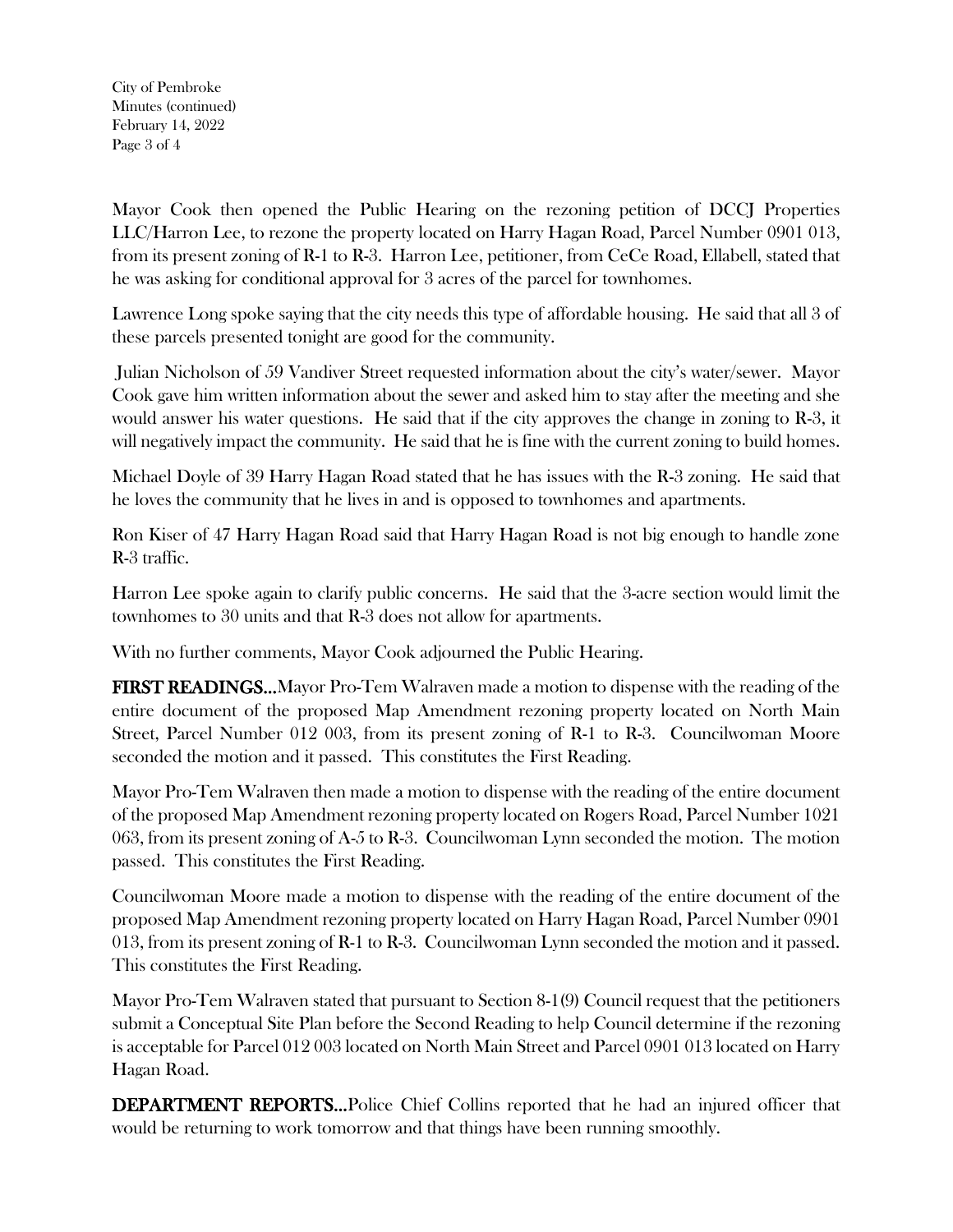Mayor Cook then opened the Public Hearing on the rezoning petition of DCCJ Properties LLC/Harron Lee, to rezone the property located on Harry Hagan Road, Parcel Number 0901 013, from its present zoning of R-1 to R-3. Harron Lee, petitioner, from CeCe Road, Ellabell, stated that he was asking for conditional approval for 3 acres of the parcel for townhomes.

Lawrence Long spoke saying that the city needs this type of affordable housing. He said that all 3 of these parcels presented tonight are good for the community.

Julian Nicholson of 59 Vandiver Street requested information about the city's water/sewer. Mayor Cook gave him written information about the sewer and asked him to stay after the meeting and she would answer his water questions. He said that if the city approves the change in zoning to R-3, it will negatively impact the community. He said that he is fine with the current zoning to build homes.

Michael Doyle of 39 Harry Hagan Road stated that he has issues with the R-3 zoning. He said that he loves the community that he lives in and is opposed to townhomes and apartments.

Ron Kiser of 47 Harry Hagan Road said that Harry Hagan Road is not big enough to handle zone R-3 traffic.

Harron Lee spoke again to clarify public concerns. He said that the 3-acre section would limit the townhomes to 30 units and that R-3 does not allow for apartments.

With no further comments, Mayor Cook adjourned the Public Hearing.

**FIRST READINGS…**Mayor Pro-Tem Walraven made a motion to dispense with the reading of the entire document of the proposed Map Amendment rezoning property located on North Main Street, Parcel Number 012 003, from its present zoning of R-1 to R-3. Councilwoman Moore seconded the motion and it passed. This constitutes the First Reading.

Mayor Pro-Tem Walraven then made a motion to dispense with the reading of the entire document of the proposed Map Amendment rezoning property located on Rogers Road, Parcel Number 1021 063, from its present zoning of A-5 to R-3. Councilwoman Lynn seconded the motion. The motion passed. This constitutes the First Reading.

Councilwoman Moore made a motion to dispense with the reading of the entire document of the proposed Map Amendment rezoning property located on Harry Hagan Road, Parcel Number 0901 013, from its present zoning of R-1 to R-3. Councilwoman Lynn seconded the motion and it passed. This constitutes the First Reading.

Mayor Pro-Tem Walraven stated that pursuant to Section 8-1(9) Council request that the petitioners submit a Conceptual Site Plan before the Second Reading to help Council determine if the rezoning is acceptable for Parcel 012 003 located on North Main Street and Parcel 0901 013 located on Harry Hagan Road.

**DEPARTMENT REPORTS…**Police Chief Collins reported that he had an injured officer that would be returning to work tomorrow and that things have been running smoothly.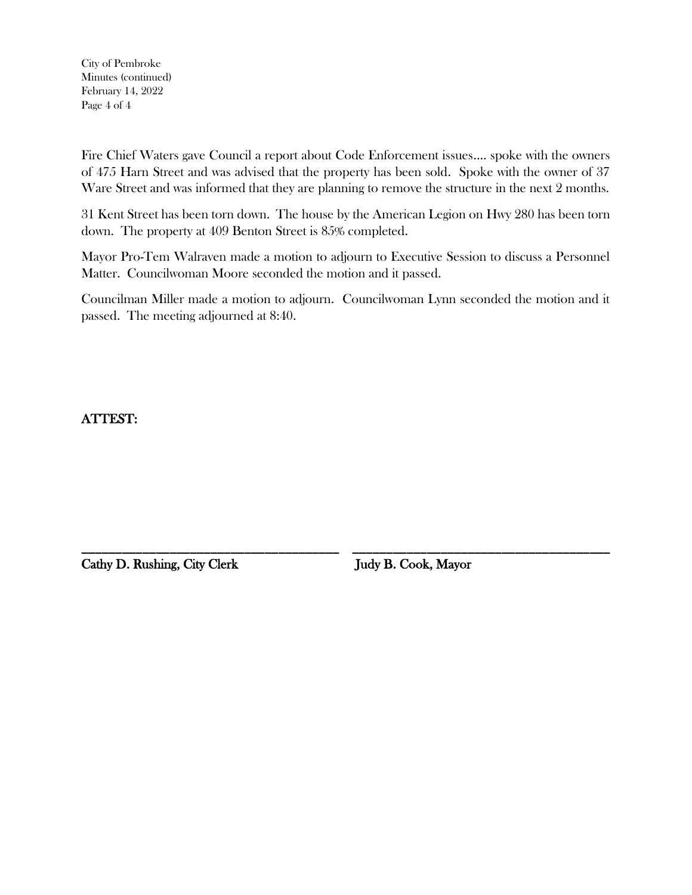Fire Chief Waters gave Council a report about Code Enforcement issues…. spoke with the owners of 475 Harn Street and was advised that the property has been sold. Spoke with the owner of 37 Ware Street and was informed that they are planning to remove the structure in the next 2 months.

31 Kent Street has been torn down. The house by the American Legion on Hwy 280 has been torn down. The property at 409 Benton Street is 85% completed.

Mayor Pro-Tem Walraven made a motion to adjourn to Executive Session to discuss a Personnel Matter. Councilwoman Moore seconded the motion and it passed.

Councilman Miller made a motion to adjourn. Councilwoman Lynn seconded the motion and it passed. The meeting adjourned at 8:40.

**ATTEST:**

**______________________________ Cathy D. Rushing, City Clerk**

**______________________________ Judy B. Cook, Mayor**